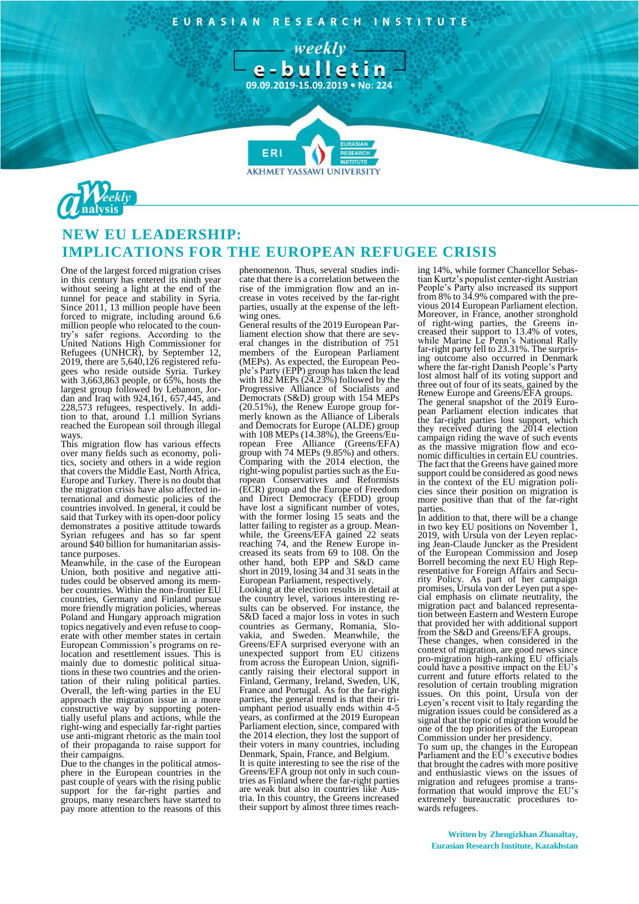EURASIAN RESEARCH INSTITUTE

weekly

# e-bulletin

09.09.2019-15.09.2019 • No: 224

Weekly Analysis

# NEW EU LEADERSHIP: IMPLICATIONS FOR THE EUROPEAN REFUGEE CRISIS

One of the largest forced migration crises in this century has entered its ninth year without seeing a light at the end of the tunnel for peace and stability in Syria. Since 2011, 13 million people have been forced to migrate, including around 6.6 million people who relocated to the country's safer regions. According to the United Nations High Commissioner for Refugees (UNHCR), by September 12, 2019, there are 5,640,126 registered refugees who reside outside Syria. Turkey with 3,663,863 people, or 65%, hosts the largest group followed by Lebanon, Jordan and Iraq with 924,161, 657,445, and 228,573 refugees, respectively. In addition to that, around 1.1 million Syrians reached the European soil through illegal ways.

This migration flow has various effects over many fields such as economy, politics, society and others in a wide region that covers the Middle East, North Africa, Europe and Turkey. There is no doubt that the migration crisis have also affected international and domestic policies of the countries involved. In general, it could be said that Turkey with its open-door policy demonstrates a positive attitude towards Syrian refugees and has so far spent around $40 billion for humanitarian assistance purposes.

Meanwhile, in the case of the European Union, both positive and negative attitudes could be observed among its member countries. Within the non-frontier EU countries, Germany and Finland pursue more friendly migration policies, whereas Poland and Hungary approach migration topics negatively and even refuse to cooperate with other member states in certain European Commission's programs on relocation and resettlement issues. This is mainly due to domestic political situations in these two countries and the orientation of their ruling political parties. Overall, the left-wing parties in the EU approach the migration issue in a more constructive way by supporting potentially useful plans and actions, while the right-wing and especially far-right parties use anti-migrant rhetoric as the main tool of their propaganda to raise support for their campaigns.

Due to the changes in the political atmosphere in the European countries in the past couple of years with the rising public support for the far-right parties and groups, many researchers have started to pay more attention to the reasons of this phenomenon. Thus, several studies indicate that there is a correlation between the rise of the immigration flow and an increase in votes received by the far-right parties, usually at the expense of the left-wing ones.

General results of the 2019 European Parliament election show that there are several changes in the distribution of 751 members of the European Parliament (MEPs). As expected, the European People's Party (EPP) group has taken the lead with 182 MEPs (24.23%) followed by the Progressive Alliance of Socialists and Democrats (S&D) group with 154 MEPs (20.51%), the Renew Europe group formerly known as the Alliance of Liberals and Democrats for Europe (ALDE) group with 108 MEPs (14.38%), the Greens/European Free Alliance (Greens/EFA) group with 74 MEPs (9.85%) and others. Comparing with the 2014 election, the right-wing populist parties such as the European Conservatives and Reformists (ECR) group and the Europe of Freedom and Direct Democracy (EFDD) group have lost a significant number of votes, with the former losing 15 seats and the latter failing to register as a group. Meanwhile, the Greens/EFA gained 22 seats reaching 74, and the Renew Europe increased its seats from 69 to 108. On the other hand, both EPP and S&D came short in 2019, losing 34 and 31 seats in the European Parliament, respectively.

Looking at the election results in detail at the country level, various interesting results can be observed. For instance, the S&D faced a major loss in votes in such countries as Germany, Romania, Slovakia, and Sweden. Meanwhile, the Greens/EFA surprised everyone with an unexpected support from EU citizens from across the European Union, significantly raising their electoral support in Finland, Germany, Ireland, Sweden, UK, France and Portugal. As for the far-right parties, the general trend is that their triumphant period usually ends within 4-5 years, as confirmed at the 2019 European Parliament election, since, compared with the 2014 election, they lost the support of their voters in many countries, including Denmark, Spain, France, and Belgium.

It is quite interesting to see the rise of the Greens/EFA group not only in such countries as Finland where the far-right parties are weak but also in countries like Austria. In this country, the Greens increased their support by almost three times reaching 14%, while former Chancellor Sebastian Kurtz's populist center-right Austrian People's Party also increased its support from 8% to 34.9% compared with the previous 2014 European Parliament election. Moreover, in France, another stronghold of right-wing parties, the Greens increased their support to 13.4% of votes, while Marine Le Penn's National Rally far-right party fell to 23.31%. The surprising outcome also occurred in Denmark where the far-right Danish People's Party lost almost half of its voting support and three out of four of its seats, gained by the Renew Europe and Greens/EFA groups.

The general snapshot of the 2019 European Parliament election indicates that the far-right parties lost support, which they received during the 2014 election campaign riding the wave of such events as the massive migration flow and economic difficulties in certain EU countries. The fact that the Greens have gained more support could be considered as good news in the context of the EU migration policies since their position on migration is more positive than that of the far-right parties.

In addition to that, there will be a change in two key EU positions on November 1, 2019, with Ursula von der Leyen replacing Jean-Claude Juncker as the President of the European Commission and Josep Borrell becoming the next EU High Representative for Foreign Affairs and Security Policy. As part of her campaign promises, Ursula von der Leyen put a special emphasis on climate neutrality, the migration pact and balanced representation between Eastern and Western Europe that provided her with additional support from the S&D and Greens/EFA groups.

These changes, when considered in the context of migration, are good news since pro-migration high-ranking EU officials could have a positive impact on the EU's current and future efforts related to the resolution of certain troubling migration issues. On this point, Ursula von der Leyen's recent visit to Italy regarding the migration issues could be considered as a signal that the topic of migration would be one of the top priorities of the European Commission under her presidency.

To sum up, the changes in the European Parliament and the EU's executive bodies that brought the cadres with more positive and enthusiastic views on the issues of migration and refugees promise a transformation that would improve the EU's extremely bureaucratic procedures towards refugees.

**Written by Zhengizkhan Zhanaltay, Eurasian Research Institute, Kazakhstan**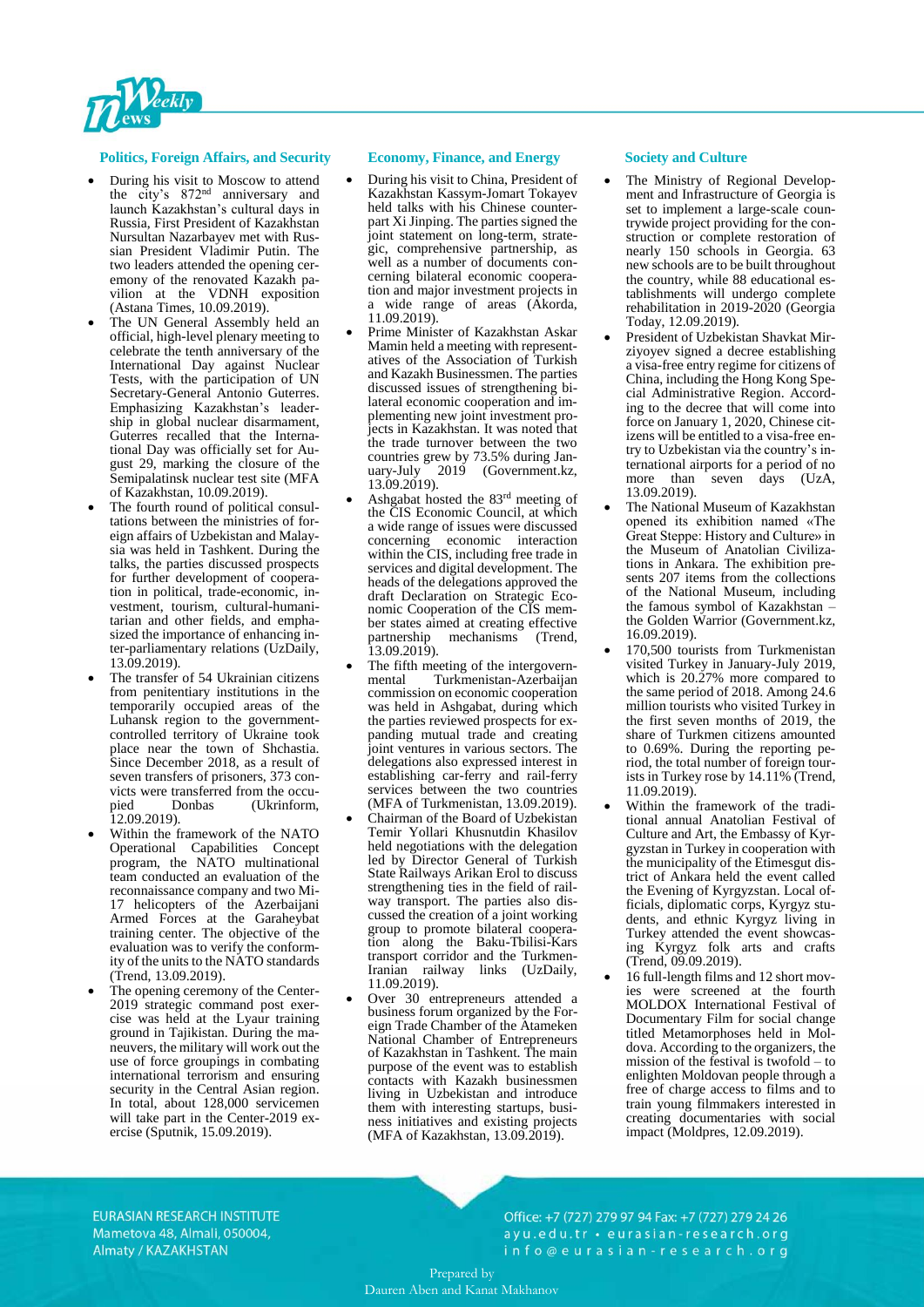## Politics, Foreign Affairs, and Security

- During his visit to Moscow to attend the city's 872nd anniversary and launch Kazakhstan's cultural days in Russia, First President of Kazakhstan Nursultan Nazarbayev met with Russian President Vladimir Putin. The two leaders attended the opening ceremony of the renovated Kazakh pavilion at the VDNH exposition (Astana Times, 10.09.2019).
- The UN General Assembly held an official, high-level plenary meeting to celebrate the tenth anniversary of the International Day against Nuclear Tests, with the participation of UN Secretary-General Antonio Guterres. Emphasizing Kazakhstan's leadership in global nuclear disarmament, Guterres recalled that the International Day was officially set for August 29, marking the closure of the Semipalatinsk nuclear test site (MFA of Kazakhstan, 10.09.2019).
- The fourth round of political consultations between the ministries of foreign affairs of Uzbekistan and Malaysia was held in Tashkent. During the talks, the parties discussed prospects for further development of cooperation in political, trade-economic, investment, tourism, cultural-humanitarian and other fields, and emphasized the importance of enhancing inter-parliamentary relations (UzDaily, 13.09.2019).
- The transfer of 54 Ukrainian citizens from penitentiary institutions in the temporarily occupied areas of the Luhansk region to the government-controlled territory of Ukraine took place near the town of Shchastia. Since December 2018, as a result of seven transfers of prisoners, 373 convicts were transferred from the occupied Donbas (Ukrinform, 12.09.2019).
- Within the framework of the NATO Operational Capabilities Concept program, the NATO multinational team conducted an evaluation of the reconnaissance company and two Mi-17 helicopters of the Azerbaijani Armed Forces at the Garaheybat training center. The objective of the evaluation was to verify the conformity of the units to the NATO standards (Trend, 13.09.2019).
- The opening ceremony of the Center-2019 strategic command post exercise was held at the Lyaur training ground in Tajikistan. During the maneuvers, the military will work out the use of force groupings in combating international terrorism and ensuring security in the Central Asian region. In total, about 128,000 servicemen will take part in the Center-2019 exercise (Sputnik, 15.09.2019).

## Economy, Finance, and Energy

- During his visit to China, President of Kazakhstan Kassym-Jomart Tokayev held talks with his Chinese counterpart Xi Jinping. The parties signed the joint statement on long-term, strategic, comprehensive partnership, as well as a number of documents concerning bilateral economic cooperation and major investment projects in a wide range of areas (Akorda, 11.09.2019).
- Prime Minister of Kazakhstan Askar Mamin held a meeting with representatives of the Association of Turkish and Kazakh Businessmen. The parties discussed issues of strengthening bilateral economic cooperation and implementing new joint investment projects in Kazakhstan. It was noted that the trade turnover between the two countries grew by 73.5% during January-July 2019 (Government.kz, 13.09.2019).
- Ashgabat hosted the 83rd meeting of the CIS Economic Council, at which a wide range of issues were discussed concerning economic interaction within the CIS, including free trade in services and digital development. The heads of the delegations approved the draft Declaration on Strategic Economic Cooperation of the CIS member states aimed at creating effective partnership mechanisms (Trend, 13.09.2019).
- The fifth meeting of the intergovernmental Turkmenistan-Azerbaijan commission on economic cooperation was held in Ashgabat, during which the parties reviewed prospects for expanding mutual trade and creating joint ventures in various sectors. The delegations also expressed interest in establishing car-ferry and rail-ferry services between the two countries (MFA of Turkmenistan, 13.09.2019).
- Chairman of the Board of Uzbekistan Temir Yollari Khusnutdin Khasilov held negotiations with the delegation led by Director General of Turkish State Railways Arikan Erol to discuss strengthening ties in the field of railway transport. The parties also discussed the creation of a joint working group to promote bilateral cooperation along the Baku-Tbilisi-Kars transport corridor and the Turkmen-Iranian railway links (UzDaily, 11.09.2019).
- Over 30 entrepreneurs attended a business forum organized by the Foreign Trade Chamber of the Atameken National Chamber of Entrepreneurs of Kazakhstan in Tashkent. The main purpose of the event was to establish contacts with Kazakh businessmen living in Uzbekistan and introduce them with interesting startups, business initiatives and existing projects (MFA of Kazakhstan, 13.09.2019).

## Society and Culture

- The Ministry of Regional Development and Infrastructure of Georgia is set to implement a large-scale countrywide project providing for the construction or complete restoration of nearly 150 schools in Georgia. 63 new schools are to be built throughout the country, while 88 educational establishments will undergo complete rehabilitation in 2019-2020 (Georgia Today, 12.09.2019).
- President of Uzbekistan Shavkat Mirziyoyev signed a decree establishing a visa-free entry regime for citizens of China, including the Hong Kong Special Administrative Region. According to the decree that will come into force on January 1, 2020, Chinese citizens will be entitled to a visa-free entry to Uzbekistan via the country's international airports for a period of no more than seven days (UzA, 13.09.2019).
- The National Museum of Kazakhstan opened its exhibition named «The Great Steppe: History and Culture» in the Museum of Anatolian Civilizations in Ankara. The exhibition presents 207 items from the collections of the National Museum, including the famous symbol of Kazakhstan – the Golden Warrior (Government.kz, 16.09.2019).
- 170,500 tourists from Turkmenistan visited Turkey in January-July 2019, which is 20.27% more compared to the same period of 2018. Among 24.6 million tourists who visited Turkey in the first seven months of 2019, the share of Turkmen citizens amounted to 0.69%. During the reporting period, the total number of foreign tourists in Turkey rose by 14.11% (Trend, 11.09.2019).
- Within the framework of the traditional annual Anatolian Festival of Culture and Art, the Embassy of Kyrgyzstan in Turkey in cooperation with the municipality of the Etimesgut district of Ankara held the event called the Evening of Kyrgyzstan. Local officials, diplomatic corps, Kyrgyz students, and ethnic Kyrgyz living in Turkey attended the event showcasing Kyrgyz folk arts and crafts (Trend, 09.09.2019).
- 16 full-length films and 12 short movies were screened at the fourth MOLDOX International Festival of Documentary Film for social change titled Metamorphoses held in Moldova. According to the organizers, the mission of the festival is twofold – to enlighten Moldovan people through a free of charge access to films and to train young filmmakers interested in creating documentaries with social impact (Moldpres, 12.09.2019).

EURASIAN RESEARCH INSTITUTE
Mametova 48, Almali, 050004,
Almaty / KAZAKHSTAN

Office: +7 (727) 279 97 94 Fax: +7 (727) 279 24 26
ayu.edu.tr • eurasian-research.org
info@eurasian-research.org

Prepared by
Dauren Aben and Kanat Makhanov